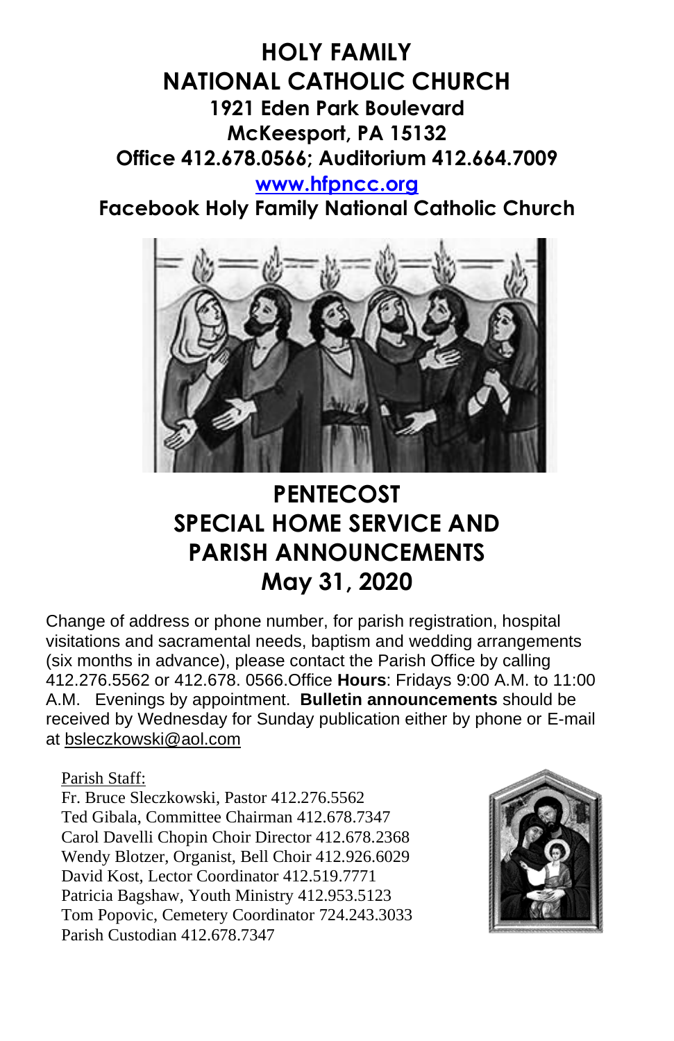# HOLY FAMILY
# NATIONAL CATHOLIC CHURCH

**1921 Eden Park Boulevard**
**McKeesport, PA 15132**
**Office 412.678.0566; Auditorium 412.664.7009**
**www.hfpncc.org**
**Facebook Holy Family National Catholic Church**

## PENTECOST
## SPECIAL HOME SERVICE AND PARISH ANNOUNCEMENTS
## May 31, 2020

Change of address or phone number, for parish registration, hospital visitations and sacramental needs, baptism and wedding arrangements (six months in advance), please contact the Parish Office by calling 412.276.5562 or 412.678. 0566.Office **Hours**: Fridays 9:00 A.M. to 11:00 A.M. Evenings by appointment. **Bulletin announcements** should be received by Wednesday for Sunday publication either by phone or E-mail at bsleczkowski@aol.com

Parish Staff:
Fr. Bruce Sleczkowski, Pastor 412.276.5562
Ted Gibala, Committee Chairman 412.678.7347
Carol Davelli Chopin Choir Director 412.678.2368
Wendy Blotzer, Organist, Bell Choir 412.926.6029
David Kost, Lector Coordinator 412.519.7771
Patricia Bagshaw, Youth Ministry 412.953.5123
Tom Popovic, Cemetery Coordinator 724.243.3033
Parish Custodian 412.678.7347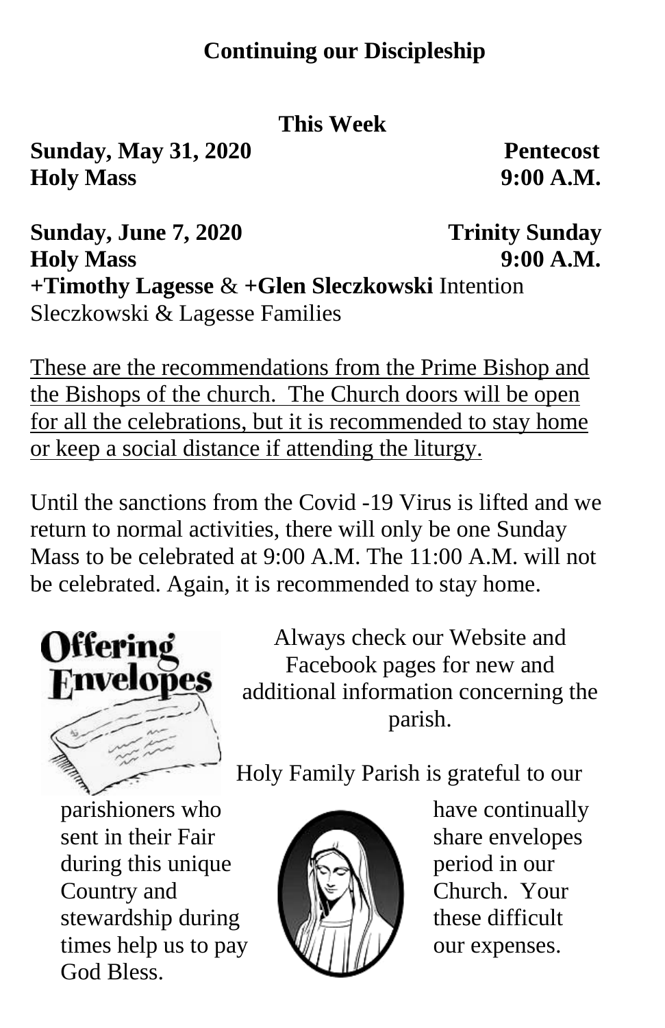## Continuing our Discipleship

### This Week

**Sunday, May 31, 2020** **Pentecost**
**Holy Mass** **9:00 A.M.**

**Sunday, June 7, 2020** **Trinity Sunday**
**Holy Mass** **9:00 A.M.**
**+Timothy Lagesse** & **+Glen Sleczkowski** Intention
Sleczkowski & Lagesse Families

These are the recommendations from the Prime Bishop and the Bishops of the church. The Church doors will be open for all the celebrations, but it is recommended to stay home or keep a social distance if attending the liturgy.

Until the sanctions from the Covid -19 Virus is lifted and we return to normal activities, there will only be one Sunday Mass to be celebrated at 9:00 A.M. The 11:00 A.M. will not be celebrated. Again, it is recommended to stay home.

Offering Envelopes

Always check our Website and Facebook pages for new and additional information concerning the parish.

Holy Family Parish is grateful to our parishioners who have continually sent in their Fair share envelopes during this unique period in our Country and Church. Your stewardship during these difficult times help us to pay our expenses. God Bless.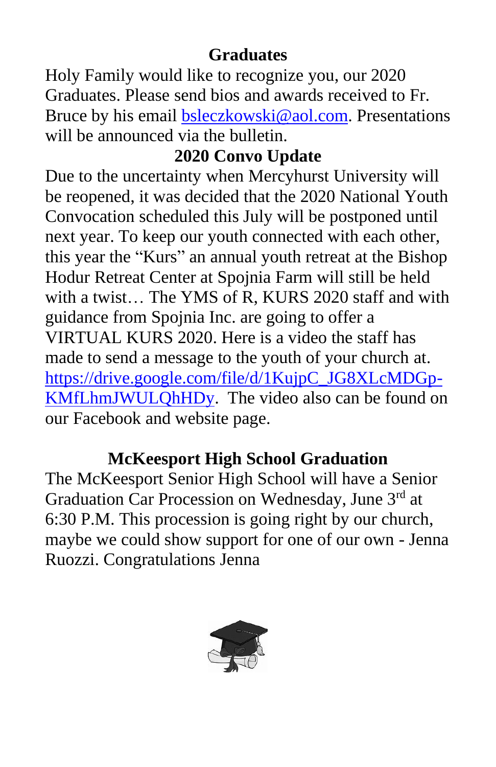## Graduates

Holy Family would like to recognize you, our 2020 Graduates. Please send bios and awards received to Fr. Bruce by his email bsleczkowski@aol.com. Presentations will be announced via the bulletin.

## 2020 Convo Update

Due to the uncertainty when Mercyhurst University will be reopened, it was decided that the 2020 National Youth Convocation scheduled this July will be postponed until next year. To keep our youth connected with each other, this year the "Kurs" an annual youth retreat at the Bishop Hodur Retreat Center at Spojnia Farm will still be held with a twist… The YMS of R, KURS 2020 staff and with guidance from Spojnia Inc. are going to offer a VIRTUAL KURS 2020. Here is a video the staff has made to send a message to the youth of your church at. https://drive.google.com/file/d/1KujpC_JG8XLcMDGp-KMfLhmJWULQhHDy. The video also can be found on our Facebook and website page.

## McKeesport High School Graduation

The McKeesport Senior High School will have a Senior Graduation Car Procession on Wednesday, June 3rd at 6:30 P.M. This procession is going right by our church, maybe we could show support for one of our own - Jenna Ruozzi. Congratulations Jenna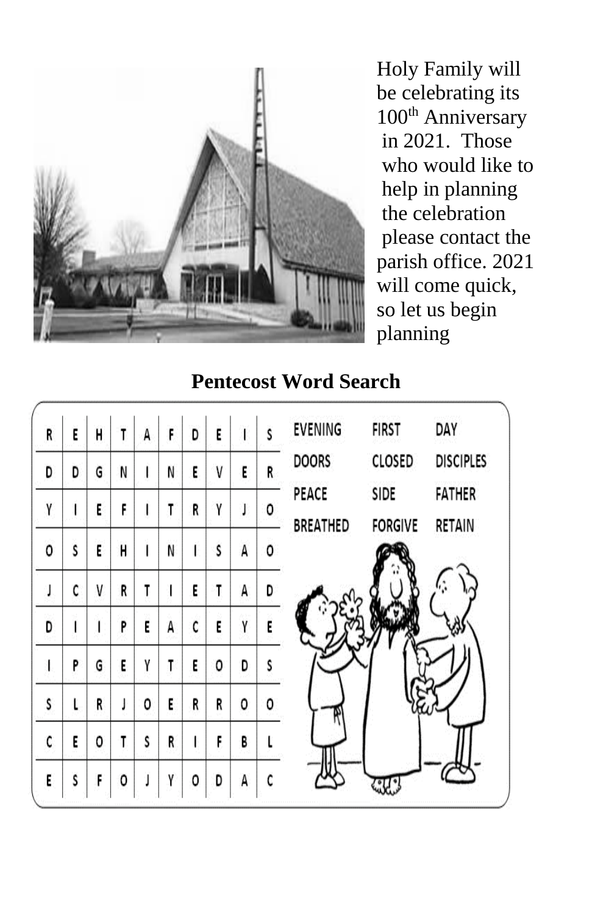Holy Family will be celebrating its 100th Anniversary in 2021. Those who would like to help in planning the celebration please contact the parish office. 2021 will come quick, so let us begin planning

## Pentecost Word Search

| | | | | | | | | | |
|---|---|---|---|---|---|---|---|---|---|
| R | E | H | T | A | F | D | E | I | S |
| D | D | G | N | I | N | E | V | E | R |
| Y | I | E | F | I | T | R | Y | J | O |
| O | S | E | H | I | N | I | S | A | O |
| J | C | V | R | T | I | E | T | A | D |
| D | I | I | P | E | A | C | E | Y | E |
| I | P | G | E | Y | T | E | O | D | S |
| S | L | R | J | O | E | R | R | O | O |
| C | E | O | T | S | R | I | F | B | L |
| E | S | F | O | J | Y | O | D | A | C |

| | | |
|---|---|---|
| EVENING | FIRST | DAY |
| DOORS | CLOSED | DISCIPLES |
| PEACE | SIDE | FATHER |
| BREATHED | FORGIVE | RETAIN |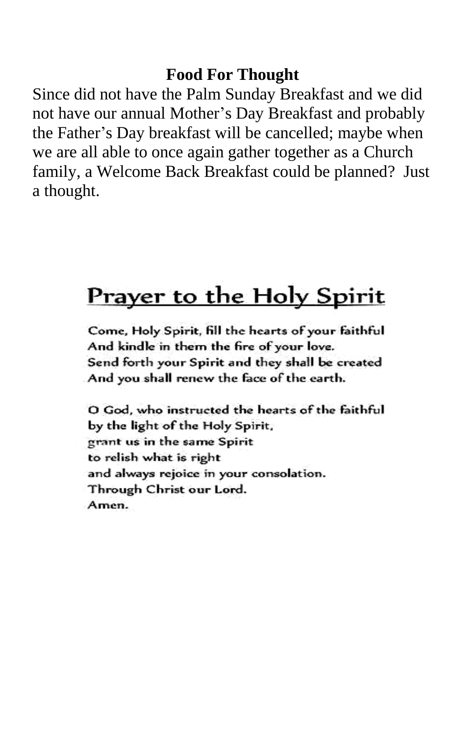## Food For Thought

Since did not have the Palm Sunday Breakfast and we did not have our annual Mother's Day Breakfast and probably the Father's Day breakfast will be cancelled; maybe when we are all able to once again gather together as a Church family, a Welcome Back Breakfast could be planned? Just a thought.

## Prayer to the Holy Spirit

Come, Holy Spirit, fill the hearts of your faithful
And kindle in them the fire of your love.
Send forth your Spirit and they shall be created
And you shall renew the face of the earth.

O God, who instructed the hearts of the faithful
by the light of the Holy Spirit,
grant us in the same Spirit
to relish what is right
and always rejoice in your consolation.
Through Christ our Lord.
Amen.